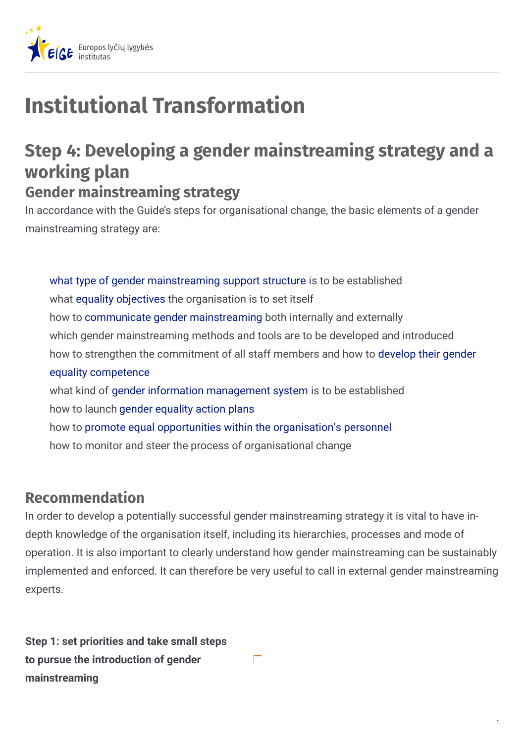# Institutional Transformation

## Step 4: Developing a gender mainstreaming strategy and a working plan

### Gender mainstreaming strategy

In accordance with the Guide's steps for organisational change, the basic elements of a gender mainstreaming strategy are:

- what type of gender mainstreaming support structure is to be established
- what equality objectives the organisation is to set itself
- how to communicate gender mainstreaming both internally and externally
- which gender mainstreaming methods and tools are to be developed and introduced
- how to strengthen the commitment of all staff members and how to develop their gender equality competence
- what kind of gender information management system is to be established
- how to launch gender equality action plans
- how to promote equal opportunities within the organisation's personnel
- how to monitor and steer the process of organisational change

### Recommendation

In order to develop a potentially successful gender mainstreaming strategy it is vital to have in-depth knowledge of the organisation itself, including its hierarchies, processes and mode of operation. It is also important to clearly understand how gender mainstreaming can be sustainably implemented and enforced. It can therefore be very useful to call in external gender mainstreaming experts.

**Step 1: set priorities and take small steps to pursue the introduction of gender mainstreaming**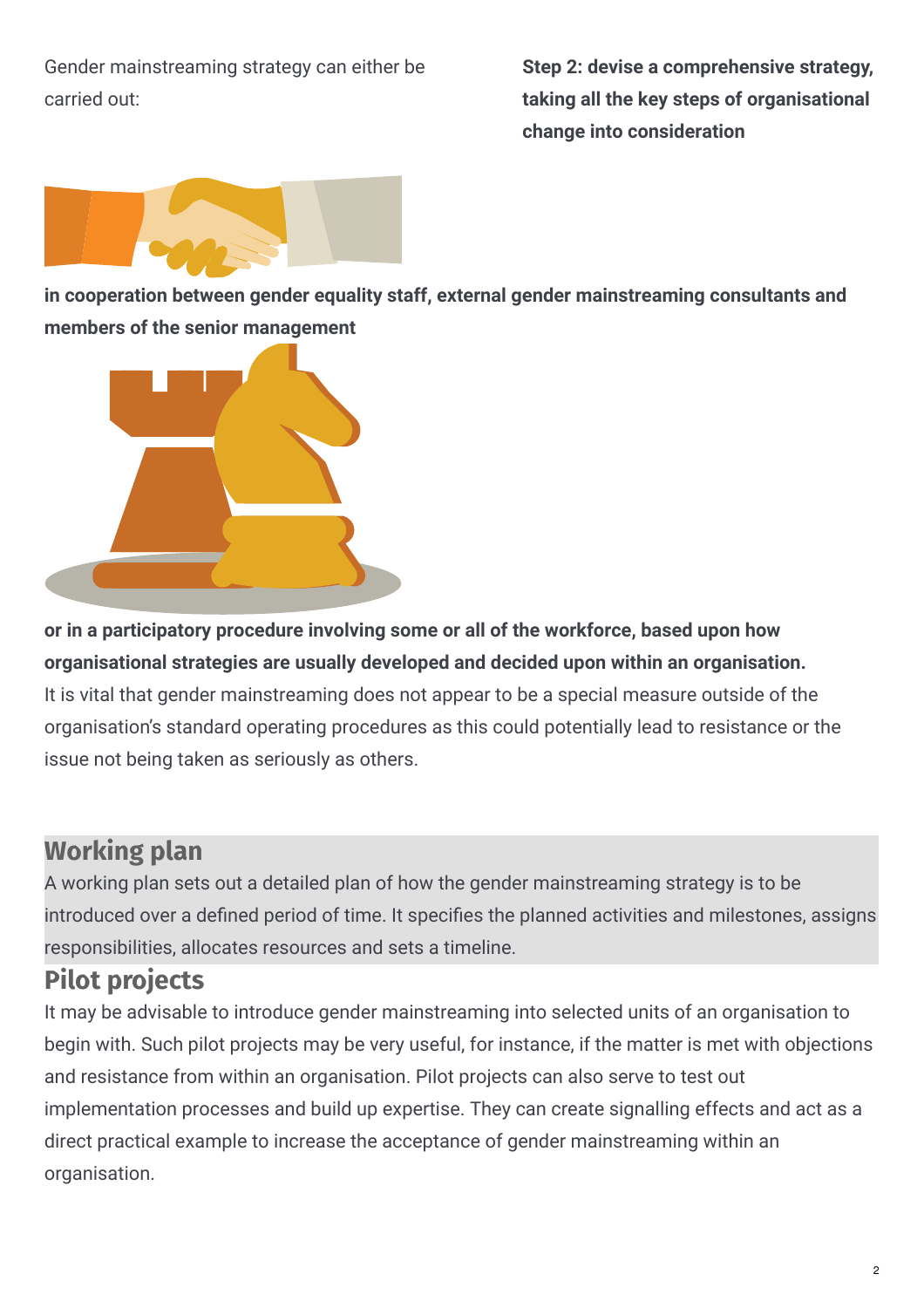Gender mainstreaming strategy can either be carried out:

**Step 2: devise a comprehensive strategy, taking all the key steps of organisational change into consideration**

**in cooperation between gender equality staff, external gender mainstreaming consultants and members of the senior management**

**or in a participatory procedure involving some or all of the workforce, based upon how organisational strategies are usually developed and decided upon within an organisation.**

It is vital that gender mainstreaming does not appear to be a special measure outside of the organisation's standard operating procedures as this could potentially lead to resistance or the issue not being taken as seriously as others.

## Working plan

A working plan sets out a detailed plan of how the gender mainstreaming strategy is to be introduced over a defined period of time. It specifies the planned activities and milestones, assigns responsibilities, allocates resources and sets a timeline.

## Pilot projects

It may be advisable to introduce gender mainstreaming into selected units of an organisation to begin with. Such pilot projects may be very useful, for instance, if the matter is met with objections and resistance from within an organisation. Pilot projects can also serve to test out implementation processes and build up expertise. They can create signalling effects and act as a direct practical example to increase the acceptance of gender mainstreaming within an organisation.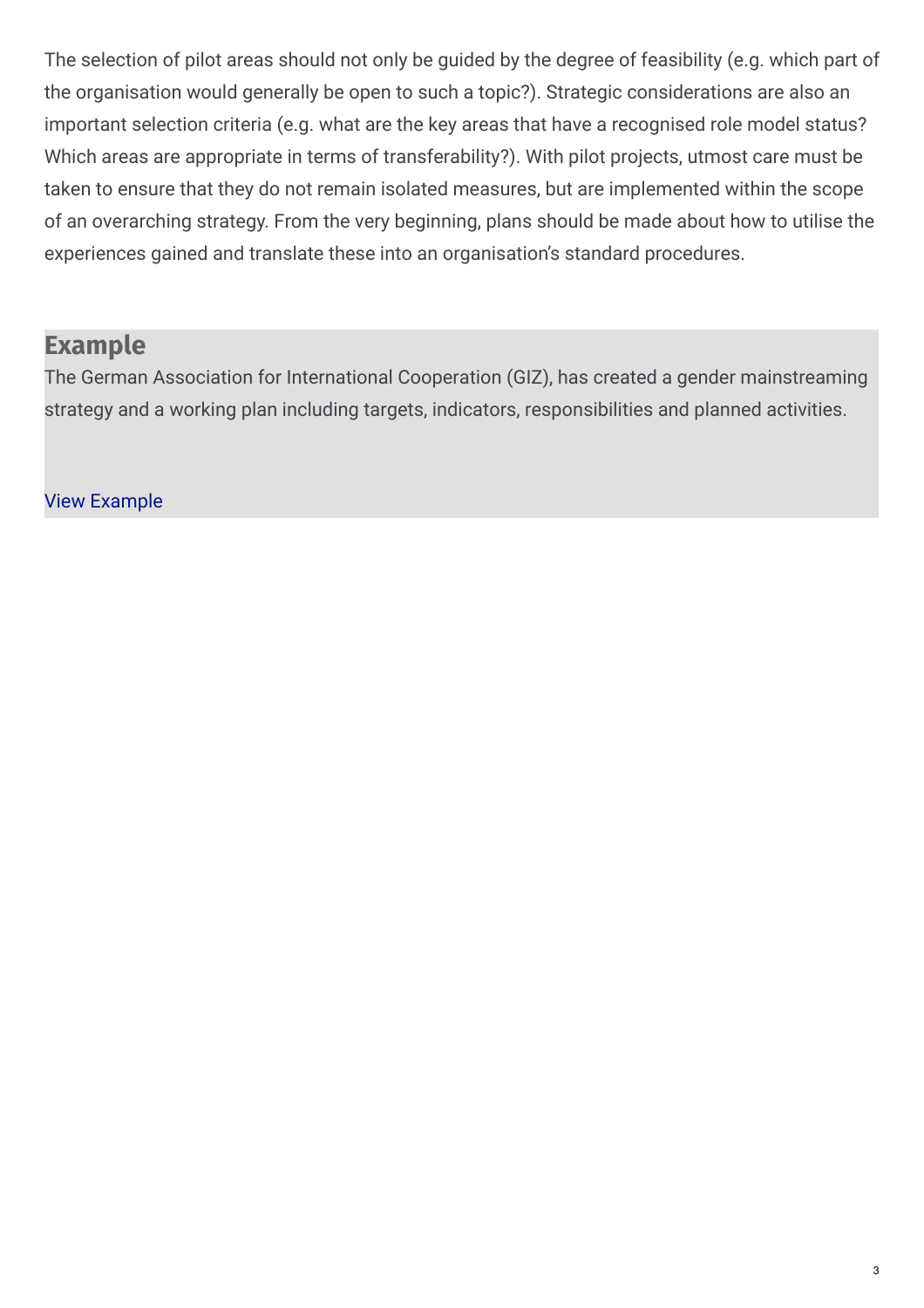The selection of pilot areas should not only be guided by the degree of feasibility (e.g. which part of the organisation would generally be open to such a topic?). Strategic considerations are also an important selection criteria (e.g. what are the key areas that have a recognised role model status? Which areas are appropriate in terms of transferability?). With pilot projects, utmost care must be taken to ensure that they do not remain isolated measures, but are implemented within the scope of an overarching strategy. From the very beginning, plans should be made about how to utilise the experiences gained and translate these into an organisation's standard procedures.

## Example

The German Association for International Cooperation (GIZ), has created a gender mainstreaming strategy and a working plan including targets, indicators, responsibilities and planned activities.

View Example